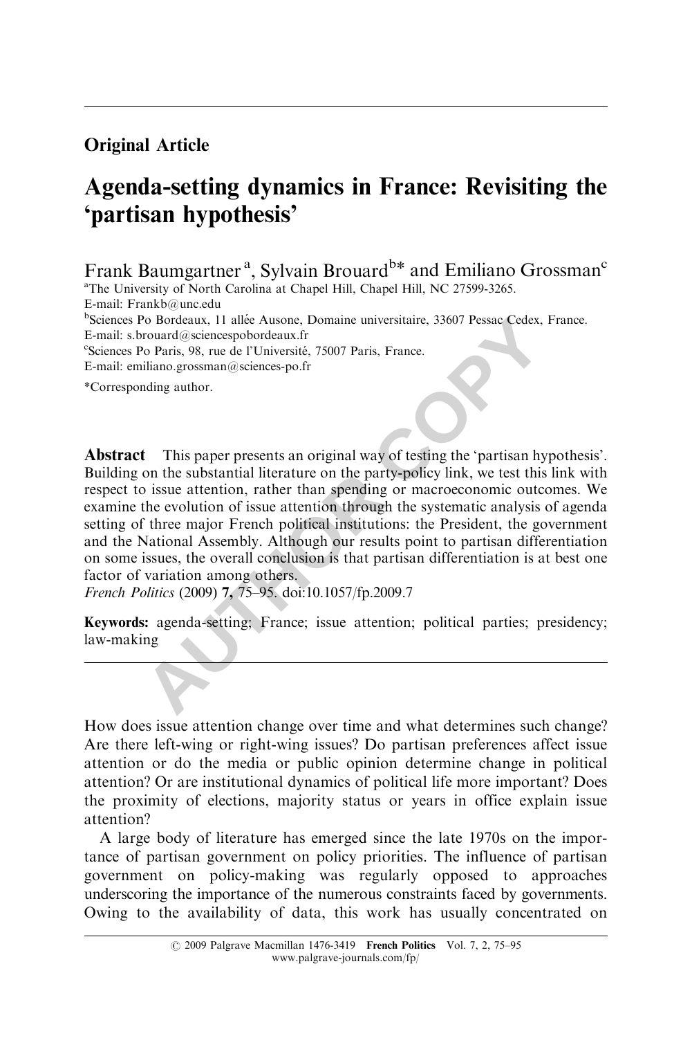## Original Article

# Agenda-setting dynamics in France: Revisiting the 'partisan hypothesis'

Frank Baumgartner[a], Sylvain Brouard[b]* and Emiliano Grossman[c]

[a]The University of North Carolina at Chapel Hill, Chapel Hill, NC 27599-3265.
E-mail: Frankb@unc.edu

[b]Sciences Po Bordeaux, 11 allée Ausone, Domaine universitaire, 33607 Pessac Cedex, France.
E-mail: s.brouard@sciencespobordeaux.fr

[c]Sciences Po Paris, 98, rue de l'Université, 75007 Paris, France.
E-mail: emiliano.grossman@sciences-po.fr

*Corresponding author.

**Abstract** This paper presents an original way of testing the 'partisan hypothesis'. Building on the substantial literature on the party-policy link, we test this link with respect to issue attention, rather than spending or macroeconomic outcomes. We examine the evolution of issue attention through the systematic analysis of agenda setting of three major French political institutions: the President, the government and the National Assembly. Although our results point to partisan differentiation on some issues, the overall conclusion is that partisan differentiation is at best one factor of variation among others.

*French Politics* (2009) **7,** 75–95. doi:10.1057/fp.2009.7

**Keywords:** agenda-setting; France; issue attention; political parties; presidency; law-making

How does issue attention change over time and what determines such change? Are there left-wing or right-wing issues? Do partisan preferences affect issue attention or do the media or public opinion determine change in political attention? Or are institutional dynamics of political life more important? Does the proximity of elections, majority status or years in office explain issue attention?

A large body of literature has emerged since the late 1970s on the importance of partisan government on policy priorities. The influence of partisan government on policy-making was regularly opposed to approaches underscoring the importance of the numerous constraints faced by governments. Owing to the availability of data, this work has usually concentrated on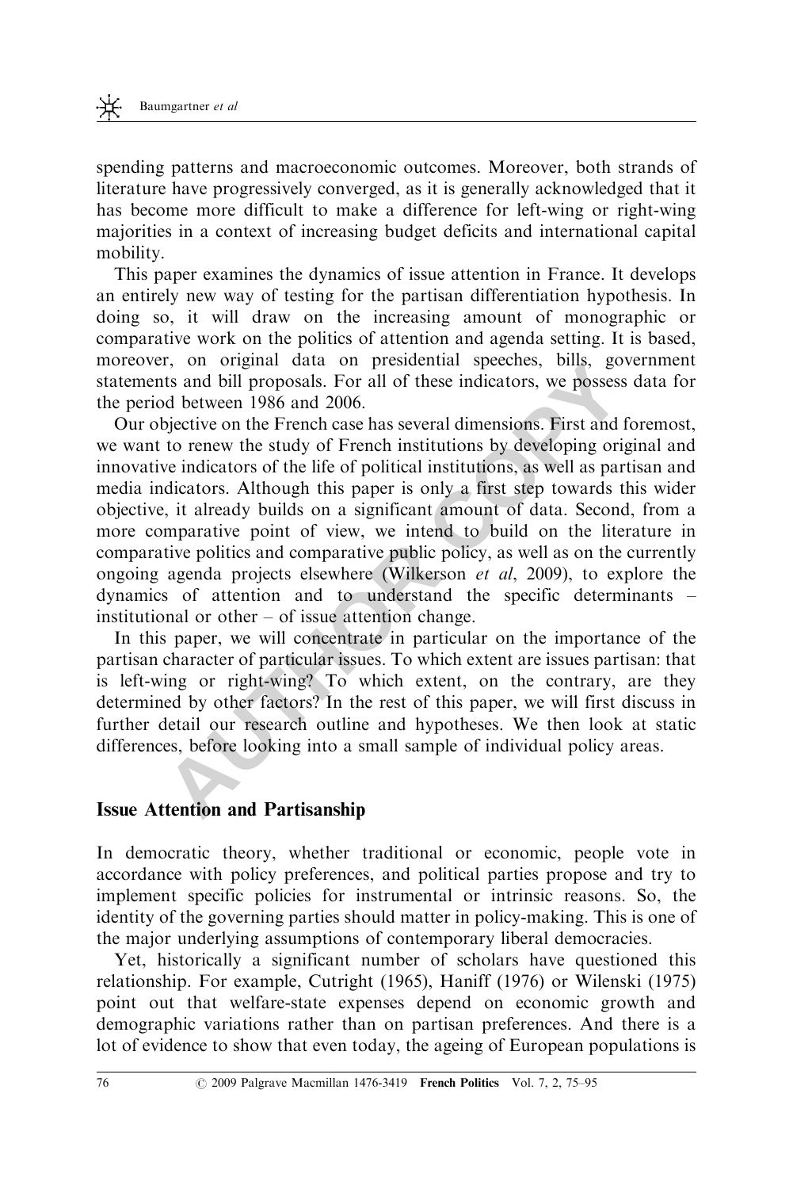spending patterns and macroeconomic outcomes. Moreover, both strands of literature have progressively converged, as it is generally acknowledged that it has become more difficult to make a difference for left-wing or right-wing majorities in a context of increasing budget deficits and international capital mobility.

This paper examines the dynamics of issue attention in France. It develops an entirely new way of testing for the partisan differentiation hypothesis. In doing so, it will draw on the increasing amount of monographic or comparative work on the politics of attention and agenda setting. It is based, moreover, on original data on presidential speeches, bills, government statements and bill proposals. For all of these indicators, we possess data for the period between 1986 and 2006.

Our objective on the French case has several dimensions. First and foremost, we want to renew the study of French institutions by developing original and innovative indicators of the life of political institutions, as well as partisan and media indicators. Although this paper is only a first step towards this wider objective, it already builds on a significant amount of data. Second, from a more comparative point of view, we intend to build on the literature in comparative politics and comparative public policy, as well as on the currently ongoing agenda projects elsewhere (Wilkerson *et al*, 2009), to explore the dynamics of attention and to understand the specific determinants – institutional or other – of issue attention change.

In this paper, we will concentrate in particular on the importance of the partisan character of particular issues. To which extent are issues partisan: that is left-wing or right-wing? To which extent, on the contrary, are they determined by other factors? In the rest of this paper, we will first discuss in further detail our research outline and hypotheses. We then look at static differences, before looking into a small sample of individual policy areas.

## Issue Attention and Partisanship

In democratic theory, whether traditional or economic, people vote in accordance with policy preferences, and political parties propose and try to implement specific policies for instrumental or intrinsic reasons. So, the identity of the governing parties should matter in policy-making. This is one of the major underlying assumptions of contemporary liberal democracies.

Yet, historically a significant number of scholars have questioned this relationship. For example, Cutright (1965), Haniff (1976) or Wilenski (1975) point out that welfare-state expenses depend on economic growth and demographic variations rather than on partisan preferences. And there is a lot of evidence to show that even today, the ageing of European populations is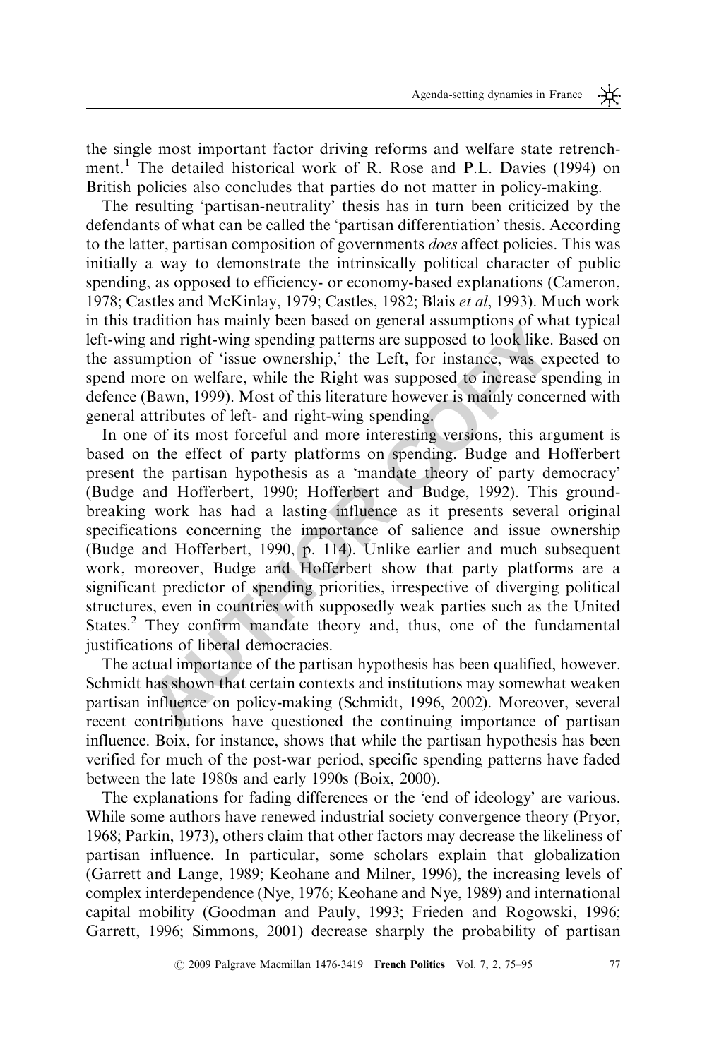the single most important factor driving reforms and welfare state retrenchment.[1] The detailed historical work of R. Rose and P.L. Davies (1994) on British policies also concludes that parties do not matter in policy-making.

The resulting 'partisan-neutrality' thesis has in turn been criticized by the defendants of what can be called the 'partisan differentiation' thesis. According to the latter, partisan composition of governments *does* affect policies. This was initially a way to demonstrate the intrinsically political character of public spending, as opposed to efficiency- or economy-based explanations (Cameron, 1978; Castles and McKinlay, 1979; Castles, 1982; Blais *et al*, 1993). Much work in this tradition has mainly been based on general assumptions of what typical left-wing and right-wing spending patterns are supposed to look like. Based on the assumption of 'issue ownership,' the Left, for instance, was expected to spend more on welfare, while the Right was supposed to increase spending in defence (Bawn, 1999). Most of this literature however is mainly concerned with general attributes of left- and right-wing spending.

In one of its most forceful and more interesting versions, this argument is based on the effect of party platforms on spending. Budge and Hofferbert present the partisan hypothesis as a 'mandate theory of party democracy' (Budge and Hofferbert, 1990; Hofferbert and Budge, 1992). This groundbreaking work has had a lasting influence as it presents several original specifications concerning the importance of salience and issue ownership (Budge and Hofferbert, 1990, p. 114). Unlike earlier and much subsequent work, moreover, Budge and Hofferbert show that party platforms are a significant predictor of spending priorities, irrespective of diverging political structures, even in countries with supposedly weak parties such as the United States.[2] They confirm mandate theory and, thus, one of the fundamental justifications of liberal democracies.

The actual importance of the partisan hypothesis has been qualified, however. Schmidt has shown that certain contexts and institutions may somewhat weaken partisan influence on policy-making (Schmidt, 1996, 2002). Moreover, several recent contributions have questioned the continuing importance of partisan influence. Boix, for instance, shows that while the partisan hypothesis has been verified for much of the post-war period, specific spending patterns have faded between the late 1980s and early 1990s (Boix, 2000).

The explanations for fading differences or the 'end of ideology' are various. While some authors have renewed industrial society convergence theory (Pryor, 1968; Parkin, 1973), others claim that other factors may decrease the likeliness of partisan influence. In particular, some scholars explain that globalization (Garrett and Lange, 1989; Keohane and Milner, 1996), the increasing levels of complex interdependence (Nye, 1976; Keohane and Nye, 1989) and international capital mobility (Goodman and Pauly, 1993; Frieden and Rogowski, 1996; Garrett, 1996; Simmons, 2001) decrease sharply the probability of partisan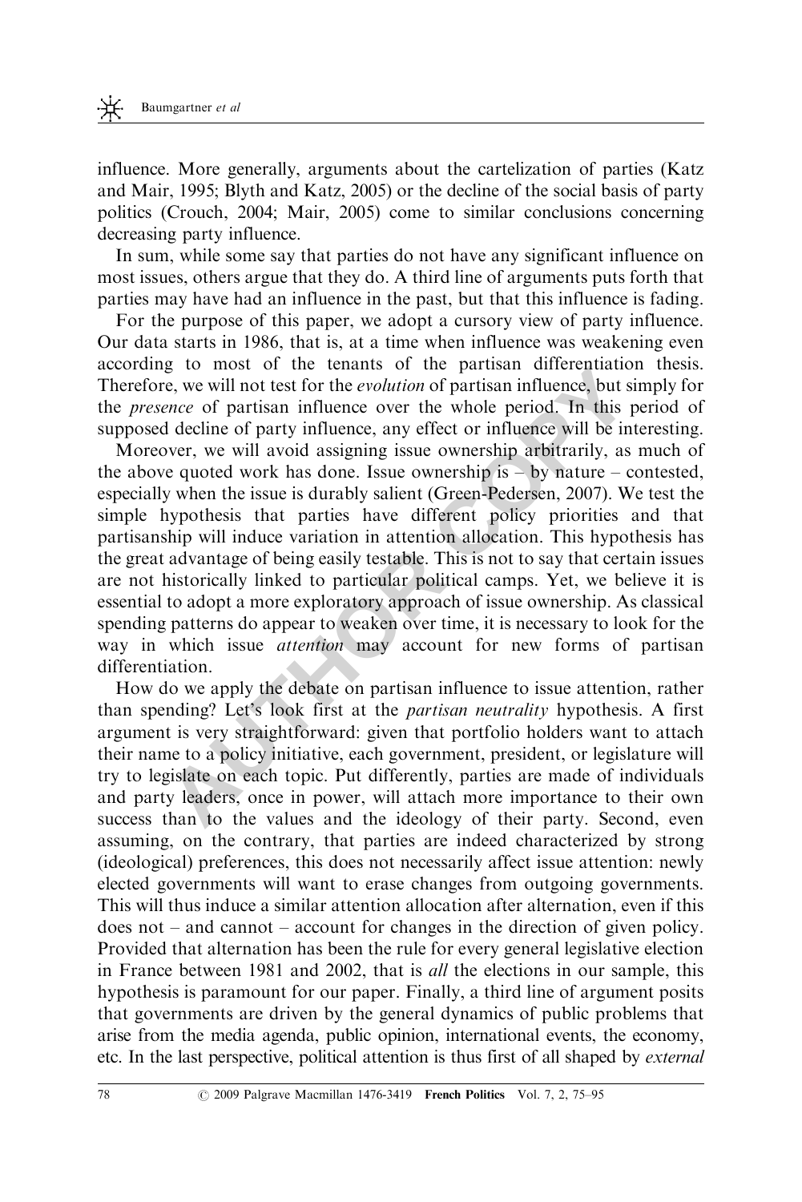influence. More generally, arguments about the cartelization of parties (Katz and Mair, 1995; Blyth and Katz, 2005) or the decline of the social basis of party politics (Crouch, 2004; Mair, 2005) come to similar conclusions concerning decreasing party influence.

In sum, while some say that parties do not have any significant influence on most issues, others argue that they do. A third line of arguments puts forth that parties may have had an influence in the past, but that this influence is fading.

For the purpose of this paper, we adopt a cursory view of party influence. Our data starts in 1986, that is, at a time when influence was weakening even according to most of the tenants of the partisan differentiation thesis. Therefore, we will not test for the *evolution* of partisan influence, but simply for the *presence* of partisan influence over the whole period. In this period of supposed decline of party influence, any effect or influence will be interesting.

Moreover, we will avoid assigning issue ownership arbitrarily, as much of the above quoted work has done. Issue ownership is – by nature – contested, especially when the issue is durably salient (Green-Pedersen, 2007). We test the simple hypothesis that parties have different policy priorities and that partisanship will induce variation in attention allocation. This hypothesis has the great advantage of being easily testable. This is not to say that certain issues are not historically linked to particular political camps. Yet, we believe it is essential to adopt a more exploratory approach of issue ownership. As classical spending patterns do appear to weaken over time, it is necessary to look for the way in which issue *attention* may account for new forms of partisan differentiation.

How do we apply the debate on partisan influence to issue attention, rather than spending? Let's look first at the *partisan neutrality* hypothesis. A first argument is very straightforward: given that portfolio holders want to attach their name to a policy initiative, each government, president, or legislature will try to legislate on each topic. Put differently, parties are made of individuals and party leaders, once in power, will attach more importance to their own success than to the values and the ideology of their party. Second, even assuming, on the contrary, that parties are indeed characterized by strong (ideological) preferences, this does not necessarily affect issue attention: newly elected governments will want to erase changes from outgoing governments. This will thus induce a similar attention allocation after alternation, even if this does not – and cannot – account for changes in the direction of given policy. Provided that alternation has been the rule for every general legislative election in France between 1981 and 2002, that is *all* the elections in our sample, this hypothesis is paramount for our paper. Finally, a third line of argument posits that governments are driven by the general dynamics of public problems that arise from the media agenda, public opinion, international events, the economy, etc. In the last perspective, political attention is thus first of all shaped by *external*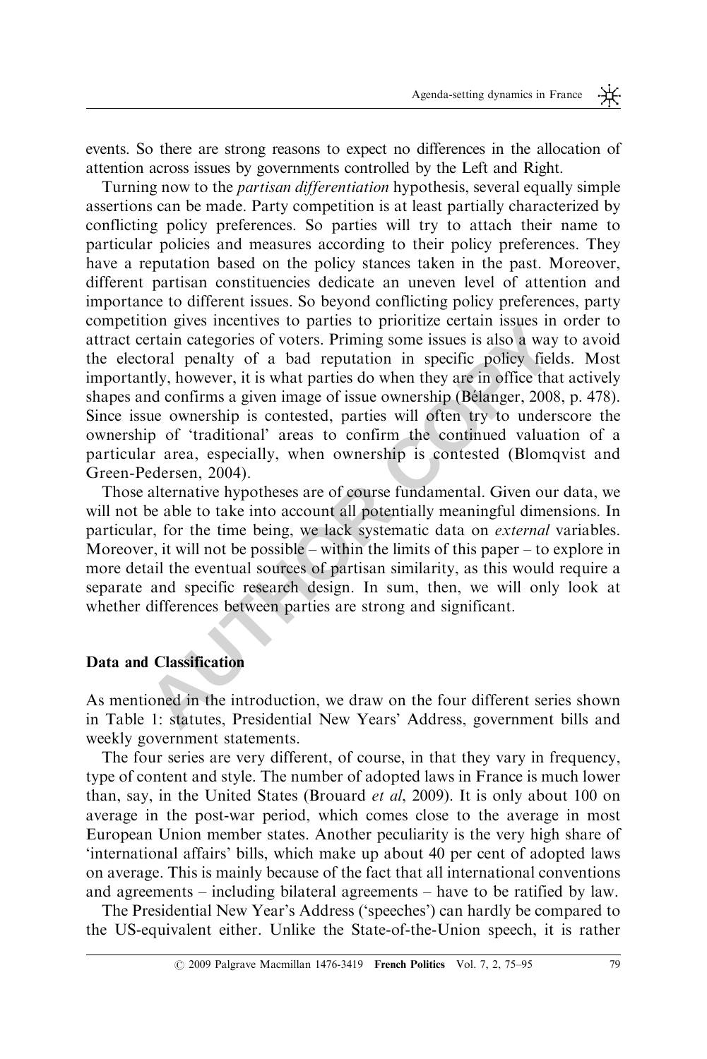events. So there are strong reasons to expect no differences in the allocation of attention across issues by governments controlled by the Left and Right.

Turning now to the *partisan differentiation* hypothesis, several equally simple assertions can be made. Party competition is at least partially characterized by conflicting policy preferences. So parties will try to attach their name to particular policies and measures according to their policy preferences. They have a reputation based on the policy stances taken in the past. Moreover, different partisan constituencies dedicate an uneven level of attention and importance to different issues. So beyond conflicting policy preferences, party competition gives incentives to parties to prioritize certain issues in order to attract certain categories of voters. Priming some issues is also a way to avoid the electoral penalty of a bad reputation in specific policy fields. Most importantly, however, it is what parties do when they are in office that actively shapes and confirms a given image of issue ownership (Bélanger, 2008, p. 478). Since issue ownership is contested, parties will often try to underscore the ownership of 'traditional' areas to confirm the continued valuation of a particular area, especially, when ownership is contested (Blomqvist and Green-Pedersen, 2004).

Those alternative hypotheses are of course fundamental. Given our data, we will not be able to take into account all potentially meaningful dimensions. In particular, for the time being, we lack systematic data on *external* variables. Moreover, it will not be possible – within the limits of this paper – to explore in more detail the eventual sources of partisan similarity, as this would require a separate and specific research design. In sum, then, we will only look at whether differences between parties are strong and significant.

## Data and Classification

As mentioned in the introduction, we draw on the four different series shown in Table 1: statutes, Presidential New Years' Address, government bills and weekly government statements.

The four series are very different, of course, in that they vary in frequency, type of content and style. The number of adopted laws in France is much lower than, say, in the United States (Brouard *et al*, 2009). It is only about 100 on average in the post-war period, which comes close to the average in most European Union member states. Another peculiarity is the very high share of 'international affairs' bills, which make up about 40 per cent of adopted laws on average. This is mainly because of the fact that all international conventions and agreements – including bilateral agreements – have to be ratified by law.

The Presidential New Year's Address ('speeches') can hardly be compared to the US-equivalent either. Unlike the State-of-the-Union speech, it is rather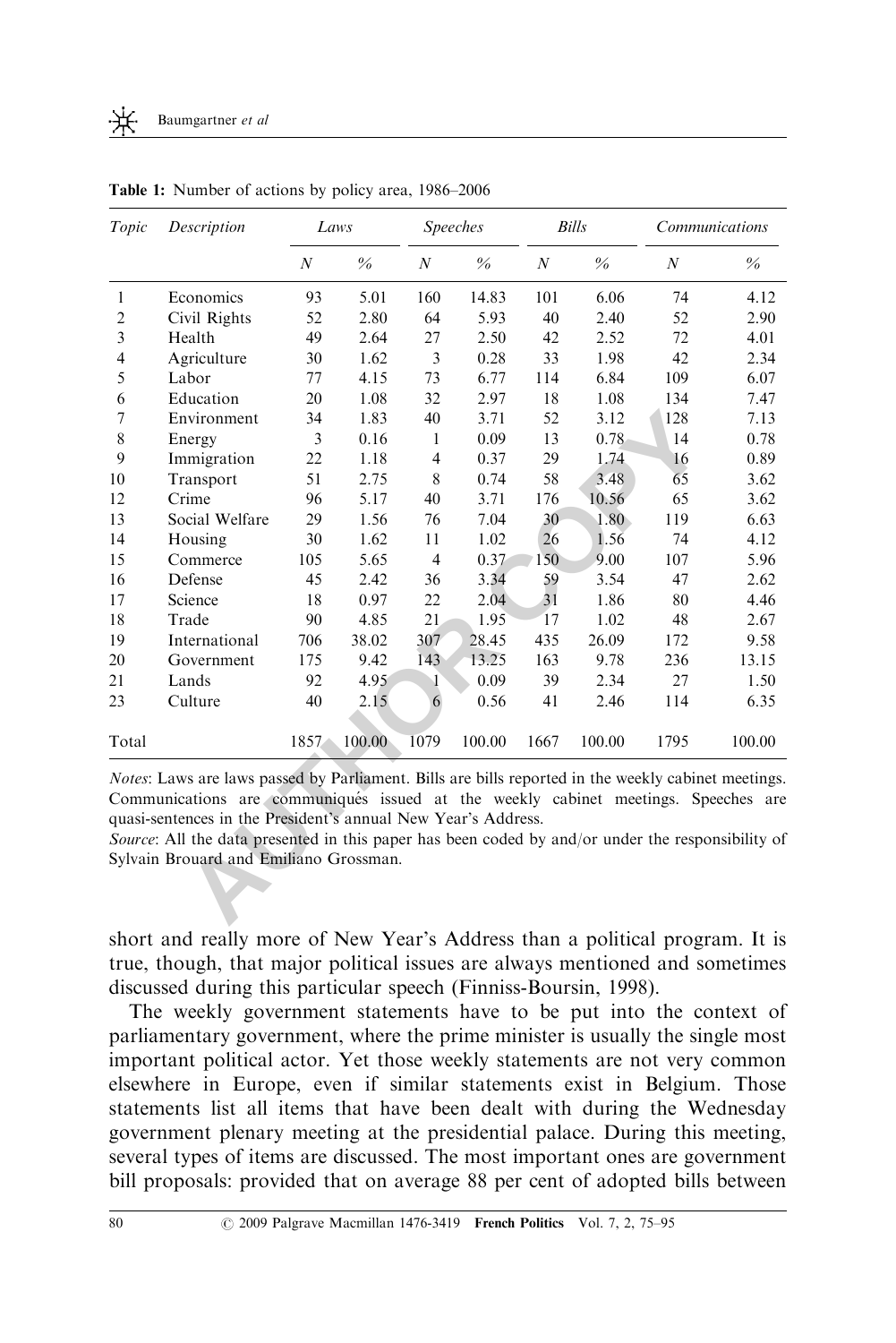**Table 1:** Number of actions by policy area, 1986–2006

| *Topic* | *Description* | *Laws* | | *Speeches* | | *Bills* | | *Communications* | |
|---|---|---|---|---|---|---|---|---|---|
| | | *N* | *%* | *N* | *%* | *N* | *%* | *N* | *%* |
| 1 | Economics | 93 | 5.01 | 160 | 14.83 | 101 | 6.06 | 74 | 4.12 |
| 2 | Civil Rights | 52 | 2.80 | 64 | 5.93 | 40 | 2.40 | 52 | 2.90 |
| 3 | Health | 49 | 2.64 | 27 | 2.50 | 42 | 2.52 | 72 | 4.01 |
| 4 | Agriculture | 30 | 1.62 | 3 | 0.28 | 33 | 1.98 | 42 | 2.34 |
| 5 | Labor | 77 | 4.15 | 73 | 6.77 | 114 | 6.84 | 109 | 6.07 |
| 6 | Education | 20 | 1.08 | 32 | 2.97 | 18 | 1.08 | 134 | 7.47 |
| 7 | Environment | 34 | 1.83 | 40 | 3.71 | 52 | 3.12 | 128 | 7.13 |
| 8 | Energy | 3 | 0.16 | 1 | 0.09 | 13 | 0.78 | 14 | 0.78 |
| 9 | Immigration | 22 | 1.18 | 4 | 0.37 | 29 | 1.74 | 16 | 0.89 |
| 10 | Transport | 51 | 2.75 | 8 | 0.74 | 58 | 3.48 | 65 | 3.62 |
| 12 | Crime | 96 | 5.17 | 40 | 3.71 | 176 | 10.56 | 65 | 3.62 |
| 13 | Social Welfare | 29 | 1.56 | 76 | 7.04 | 30 | 1.80 | 119 | 6.63 |
| 14 | Housing | 30 | 1.62 | 11 | 1.02 | 26 | 1.56 | 74 | 4.12 |
| 15 | Commerce | 105 | 5.65 | 4 | 0.37 | 150 | 9.00 | 107 | 5.96 |
| 16 | Defense | 45 | 2.42 | 36 | 3.34 | 59 | 3.54 | 47 | 2.62 |
| 17 | Science | 18 | 0.97 | 22 | 2.04 | 31 | 1.86 | 80 | 4.46 |
| 18 | Trade | 90 | 4.85 | 21 | 1.95 | 17 | 1.02 | 48 | 2.67 |
| 19 | International | 706 | 38.02 | 307 | 28.45 | 435 | 26.09 | 172 | 9.58 |
| 20 | Government | 175 | 9.42 | 143 | 13.25 | 163 | 9.78 | 236 | 13.15 |
| 21 | Lands | 92 | 4.95 | 1 | 0.09 | 39 | 2.34 | 27 | 1.50 |
| 23 | Culture | 40 | 2.15 | 6 | 0.56 | 41 | 2.46 | 114 | 6.35 |
| Total | | 1857 | 100.00 | 1079 | 100.00 | 1667 | 100.00 | 1795 | 100.00 |

*Notes*: Laws are laws passed by Parliament. Bills are bills reported in the weekly cabinet meetings. Communications are communiqués issued at the weekly cabinet meetings. Speeches are quasi-sentences in the President's annual New Year's Address.

*Source*: All the data presented in this paper has been coded by and/or under the responsibility of Sylvain Brouard and Emiliano Grossman.

short and really more of New Year's Address than a political program. It is true, though, that major political issues are always mentioned and sometimes discussed during this particular speech (Finniss-Boursin, 1998).

The weekly government statements have to be put into the context of parliamentary government, where the prime minister is usually the single most important political actor. Yet those weekly statements are not very common elsewhere in Europe, even if similar statements exist in Belgium. Those statements list all items that have been dealt with during the Wednesday government plenary meeting at the presidential palace. During this meeting, several types of items are discussed. The most important ones are government bill proposals: provided that on average 88 per cent of adopted bills between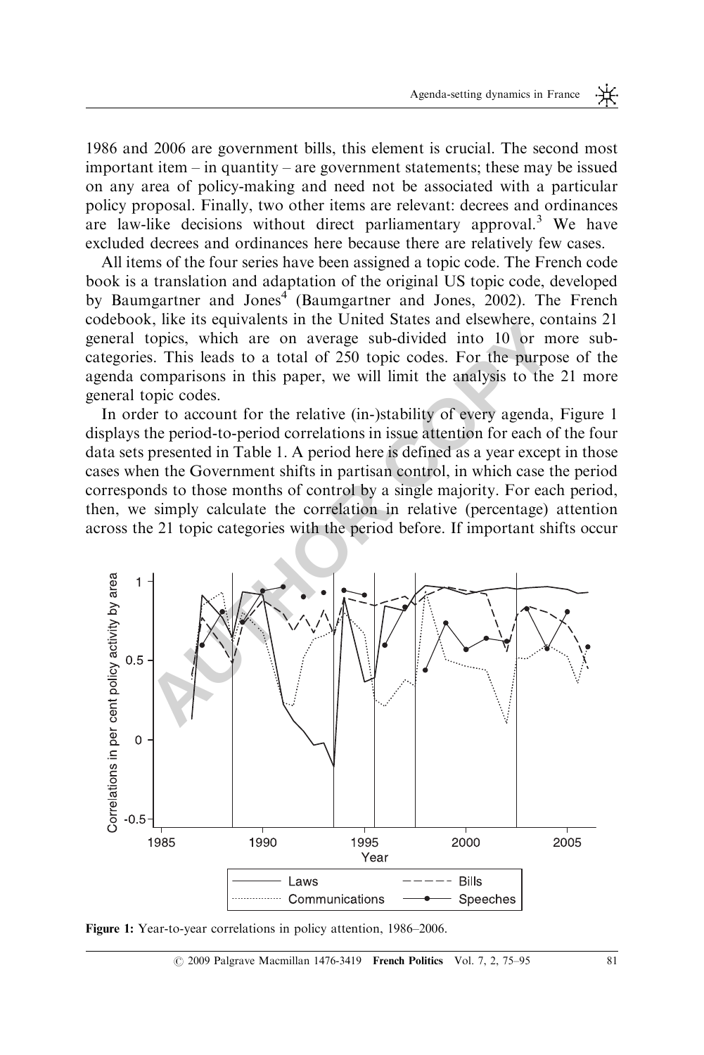1986 and 2006 are government bills, this element is crucial. The second most important item – in quantity – are government statements; these may be issued on any area of policy-making and need not be associated with a particular policy proposal. Finally, two other items are relevant: decrees and ordinances are law-like decisions without direct parliamentary approval.[3] We have excluded decrees and ordinances here because there are relatively few cases.

All items of the four series have been assigned a topic code. The French code book is a translation and adaptation of the original US topic code, developed by Baumgartner and Jones[4] (Baumgartner and Jones, 2002). The French codebook, like its equivalents in the United States and elsewhere, contains 21 general topics, which are on average sub-divided into 10 or more sub-categories. This leads to a total of 250 topic codes. For the purpose of the agenda comparisons in this paper, we will limit the analysis to the 21 more general topic codes.

In order to account for the relative (in-)stability of every agenda, Figure 1 displays the period-to-period correlations in issue attention for each of the four data sets presented in Table 1. A period here is defined as a year except in those cases when the Government shifts in partisan control, in which case the period corresponds to those months of control by a single majority. For each period, then, we simply calculate the correlation in relative (percentage) attention across the 21 topic categories with the period before. If important shifts occur

Figure 1: Year-to-year correlations in policy attention, 1986–2006.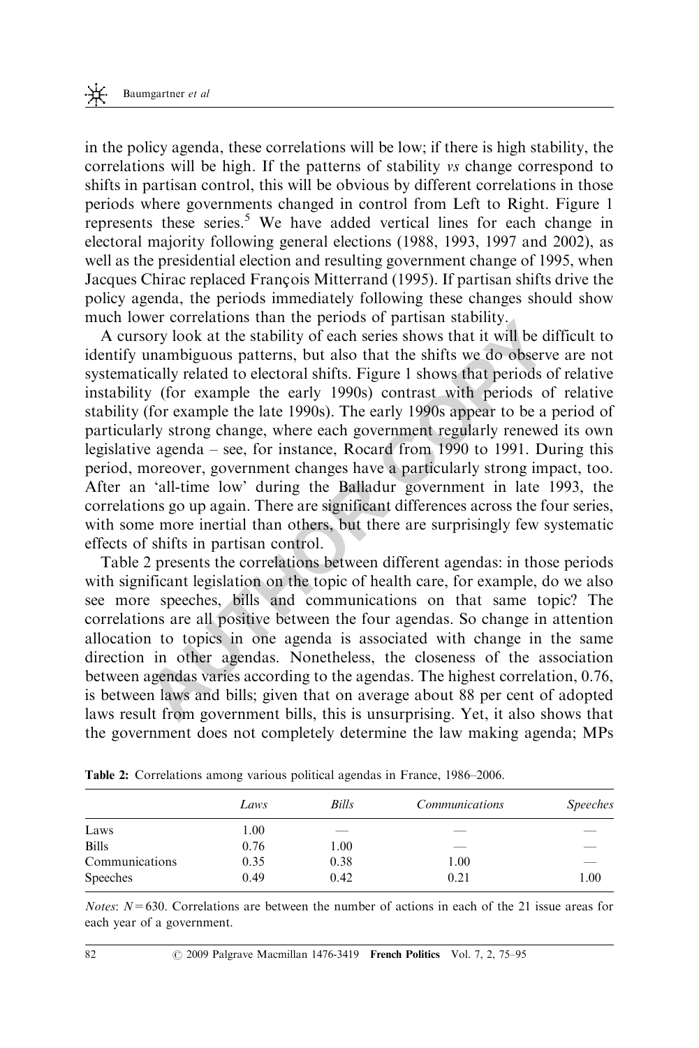in the policy agenda, these correlations will be low; if there is high stability, the correlations will be high. If the patterns of stability *vs* change correspond to shifts in partisan control, this will be obvious by different correlations in those periods where governments changed in control from Left to Right. Figure 1 represents these series.[5] We have added vertical lines for each change in electoral majority following general elections (1988, 1993, 1997 and 2002), as well as the presidential election and resulting government change of 1995, when Jacques Chirac replaced François Mitterrand (1995). If partisan shifts drive the policy agenda, the periods immediately following these changes should show much lower correlations than the periods of partisan stability.

A cursory look at the stability of each series shows that it will be difficult to identify unambiguous patterns, but also that the shifts we do observe are not systematically related to electoral shifts. Figure 1 shows that periods of relative instability (for example the early 1990s) contrast with periods of relative stability (for example the late 1990s). The early 1990s appear to be a period of particularly strong change, where each government regularly renewed its own legislative agenda – see, for instance, Rocard from 1990 to 1991. During this period, moreover, government changes have a particularly strong impact, too. After an 'all-time low' during the Balladur government in late 1993, the correlations go up again. There are significant differences across the four series, with some more inertial than others, but there are surprisingly few systematic effects of shifts in partisan control.

Table 2 presents the correlations between different agendas: in those periods with significant legislation on the topic of health care, for example, do we also see more speeches, bills and communications on that same topic? The correlations are all positive between the four agendas. So change in attention allocation to topics in one agenda is associated with change in the same direction in other agendas. Nonetheless, the closeness of the association between agendas varies according to the agendas. The highest correlation, 0.76, is between laws and bills; given that on average about 88 per cent of adopted laws result from government bills, this is unsurprising. Yet, it also shows that the government does not completely determine the law making agenda; MPs

**Table 2:** Correlations among various political agendas in France, 1986–2006.

| | *Laws* | *Bills* | *Communications* | *Speeches* |
|---|---|---|---|---|
| Laws | 1.00 | — | — | — |
| Bills | 0.76 | 1.00 | — | — |
| Communications | 0.35 | 0.38 | 1.00 | — |
| Speeches | 0.49 | 0.42 | 0.21 | 1.00 |

*Notes*: $N = 630$. Correlations are between the number of actions in each of the 21 issue areas for each year of a government.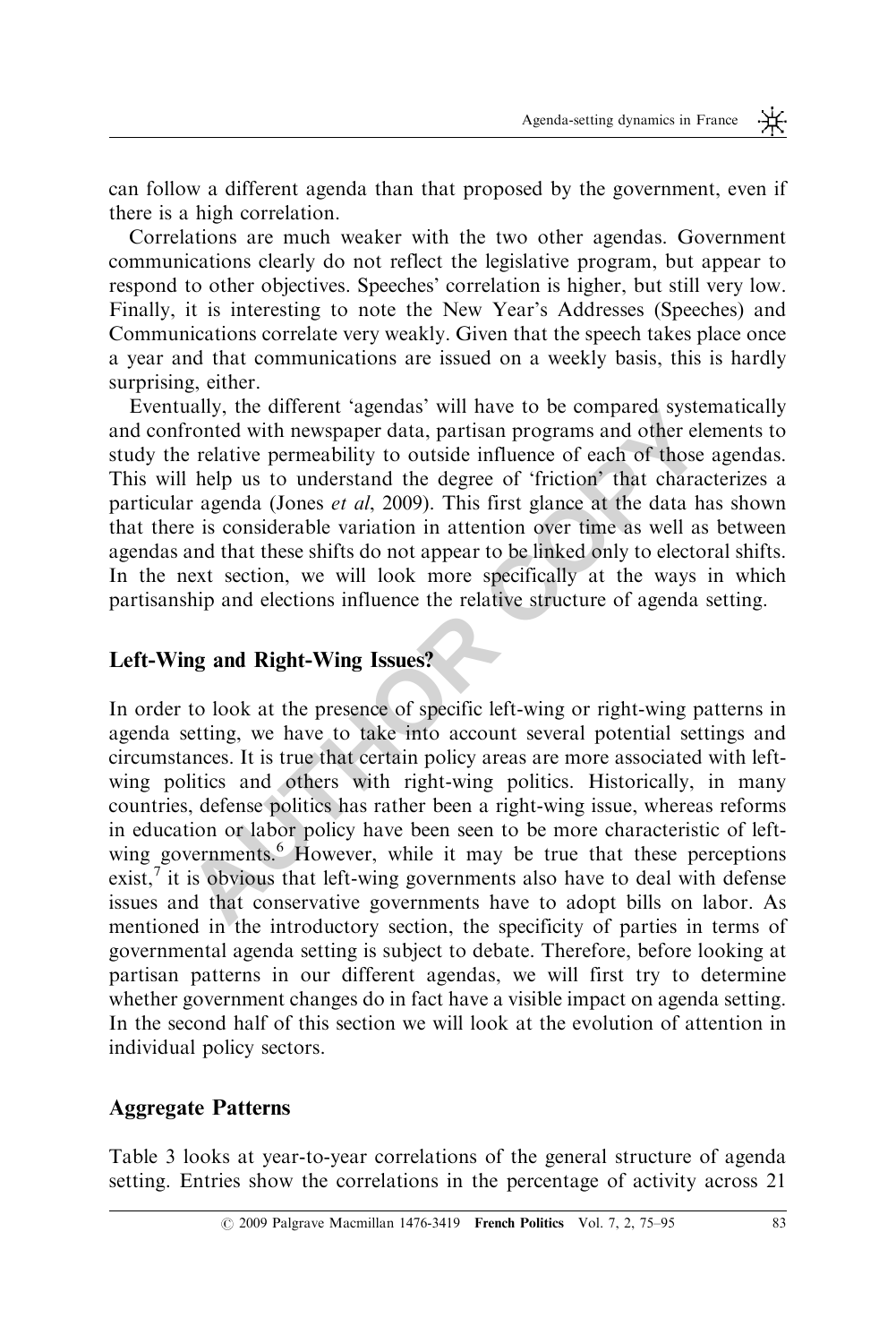can follow a different agenda than that proposed by the government, even if there is a high correlation.

Correlations are much weaker with the two other agendas. Government communications clearly do not reflect the legislative program, but appear to respond to other objectives. Speeches' correlation is higher, but still very low. Finally, it is interesting to note the New Year's Addresses (Speeches) and Communications correlate very weakly. Given that the speech takes place once a year and that communications are issued on a weekly basis, this is hardly surprising, either.

Eventually, the different 'agendas' will have to be compared systematically and confronted with newspaper data, partisan programs and other elements to study the relative permeability to outside influence of each of those agendas. This will help us to understand the degree of 'friction' that characterizes a particular agenda (Jones *et al*, 2009). This first glance at the data has shown that there is considerable variation in attention over time as well as between agendas and that these shifts do not appear to be linked only to electoral shifts. In the next section, we will look more specifically at the ways in which partisanship and elections influence the relative structure of agenda setting.

## Left-Wing and Right-Wing Issues?

In order to look at the presence of specific left-wing or right-wing patterns in agenda setting, we have to take into account several potential settings and circumstances. It is true that certain policy areas are more associated with left-wing politics and others with right-wing politics. Historically, in many countries, defense politics has rather been a right-wing issue, whereas reforms in education or labor policy have been seen to be more characteristic of left-wing governments.[6] However, while it may be true that these perceptions exist,[7] it is obvious that left-wing governments also have to deal with defense issues and that conservative governments have to adopt bills on labor. As mentioned in the introductory section, the specificity of parties in terms of governmental agenda setting is subject to debate. Therefore, before looking at partisan patterns in our different agendas, we will first try to determine whether government changes do in fact have a visible impact on agenda setting. In the second half of this section we will look at the evolution of attention in individual policy sectors.

## Aggregate Patterns

Table 3 looks at year-to-year correlations of the general structure of agenda setting. Entries show the correlations in the percentage of activity across 21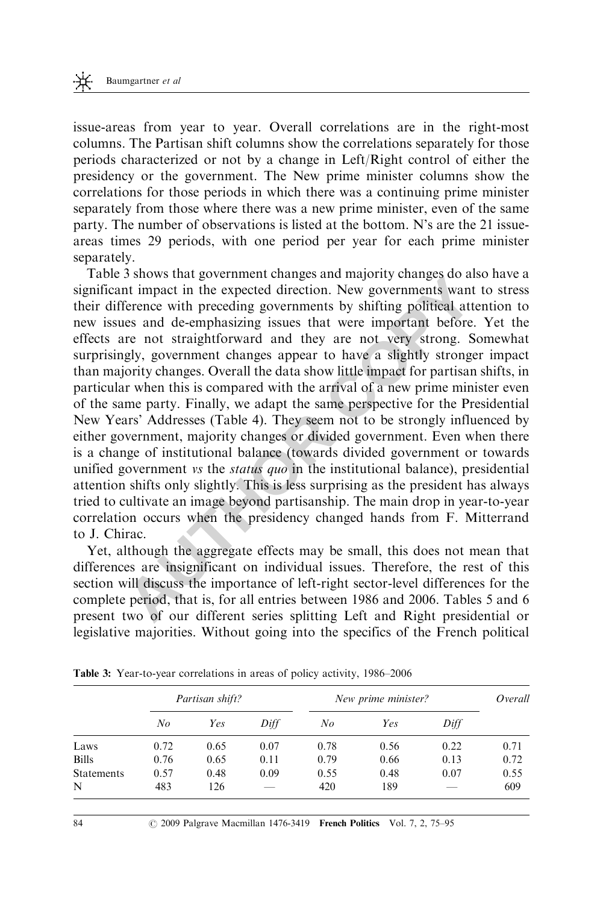issue-areas from year to year. Overall correlations are in the right-most columns. The Partisan shift columns show the correlations separately for those periods characterized or not by a change in Left/Right control of either the presidency or the government. The New prime minister columns show the correlations for those periods in which there was a continuing prime minister separately from those where there was a new prime minister, even of the same party. The number of observations is listed at the bottom. N's are the 21 issue-areas times 29 periods, with one period per year for each prime minister separately.

Table 3 shows that government changes and majority changes do also have a significant impact in the expected direction. New governments want to stress their difference with preceding governments by shifting political attention to new issues and de-emphasizing issues that were important before. Yet the effects are not straightforward and they are not very strong. Somewhat surprisingly, government changes appear to have a slightly stronger impact than majority changes. Overall the data show little impact for partisan shifts, in particular when this is compared with the arrival of a new prime minister even of the same party. Finally, we adapt the same perspective for the Presidential New Years' Addresses (Table 4). They seem not to be strongly influenced by either government, majority changes or divided government. Even when there is a change of institutional balance (towards divided government or towards unified government *vs* the *status quo* in the institutional balance), presidential attention shifts only slightly. This is less surprising as the president has always tried to cultivate an image beyond partisanship. The main drop in year-to-year correlation occurs when the presidency changed hands from F. Mitterrand to J. Chirac.

Yet, although the aggregate effects may be small, this does not mean that differences are insignificant on individual issues. Therefore, the rest of this section will discuss the importance of left-right sector-level differences for the complete period, that is, for all entries between 1986 and 2006. Tables 5 and 6 present two of our different series splitting Left and Right presidential or legislative majorities. Without going into the specifics of the French political

**Table 3:** Year-to-year correlations in areas of policy activity, 1986–2006

| | *Partisan shift?* | | | *New prime minister?* | | | *Overall* |
|---|---|---|---|---|---|---|---|
| | *No* | *Yes* | *Diff* | *No* | *Yes* | *Diff* | |
| Laws | 0.72 | 0.65 | 0.07 | 0.78 | 0.56 | 0.22 | 0.71 |
| Bills | 0.76 | 0.65 | 0.11 | 0.79 | 0.66 | 0.13 | 0.72 |
| Statements | 0.57 | 0.48 | 0.09 | 0.55 | 0.48 | 0.07 | 0.55 |
| N | 483 | 126 | — | 420 | 189 | — | 609 |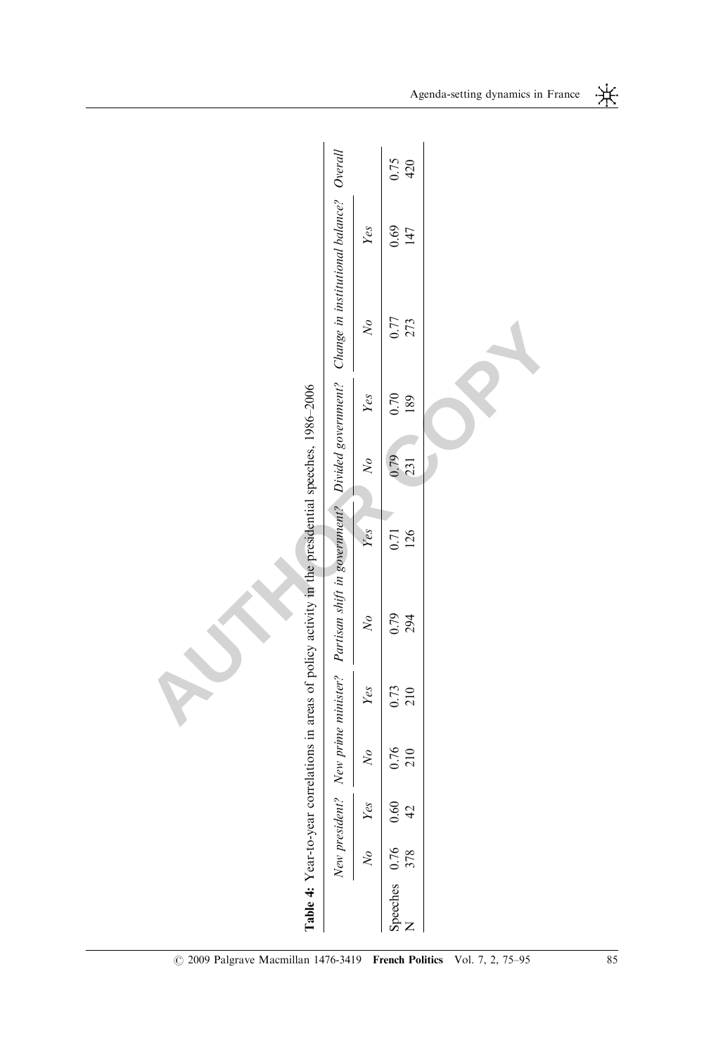**Table 4:** Year-to-year correlations in areas of policy activity in the presidential speeches, 1986–2006

| | *New president?* | | *New prime minister?* | | *Partisan shift in government?* | | *Divided government?* | | *Change in institutional balance?* | | *Overall* |
|---|---|---|---|---|---|---|---|---|---|---|---|
| | *No* | *Yes* | *No* | *Yes* | *No* | *Yes* | *No* | *Yes* | *No* | *Yes* | |
| Speeches | 0.76 | 0.60 | 0.76 | 0.73 | 0.79 | 0.71 | 0.79 | 0.70 | 0.77 | 0.69 | 0.75 |
| N | 378 | 42 | 210 | 210 | 294 | 126 | 231 | 189 | 273 | 147 | 420 |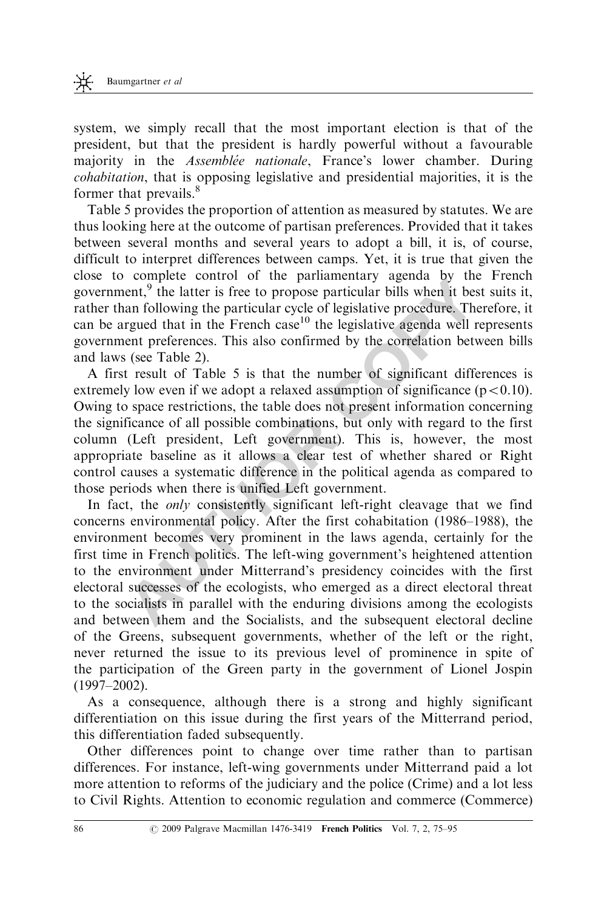system, we simply recall that the most important election is that of the president, but that the president is hardly powerful without a favourable majority in the *Assemblée nationale*, France's lower chamber. During *cohabitation*, that is opposing legislative and presidential majorities, it is the former that prevails.[8]

Table 5 provides the proportion of attention as measured by statutes. We are thus looking here at the outcome of partisan preferences. Provided that it takes between several months and several years to adopt a bill, it is, of course, difficult to interpret differences between camps. Yet, it is true that given the close to complete control of the parliamentary agenda by the French government,[9] the latter is free to propose particular bills when it best suits it, rather than following the particular cycle of legislative procedure. Therefore, it can be argued that in the French case[10] the legislative agenda well represents government preferences. This also confirmed by the correlation between bills and laws (see Table 2).

A first result of Table 5 is that the number of significant differences is extremely low even if we adopt a relaxed assumption of significance ($p < 0.10$). Owing to space restrictions, the table does not present information concerning the significance of all possible combinations, but only with regard to the first column (Left president, Left government). This is, however, the most appropriate baseline as it allows a clear test of whether shared or Right control causes a systematic difference in the political agenda as compared to those periods when there is unified Left government.

In fact, the *only* consistently significant left-right cleavage that we find concerns environmental policy. After the first cohabitation (1986–1988), the environment becomes very prominent in the laws agenda, certainly for the first time in French politics. The left-wing government's heightened attention to the environment under Mitterrand's presidency coincides with the first electoral successes of the ecologists, who emerged as a direct electoral threat to the socialists in parallel with the enduring divisions among the ecologists and between them and the Socialists, and the subsequent electoral decline of the Greens, subsequent governments, whether of the left or the right, never returned the issue to its previous level of prominence in spite of the participation of the Green party in the government of Lionel Jospin (1997–2002).

As a consequence, although there is a strong and highly significant differentiation on this issue during the first years of the Mitterrand period, this differentiation faded subsequently.

Other differences point to change over time rather than to partisan differences. For instance, left-wing governments under Mitterrand paid a lot more attention to reforms of the judiciary and the police (Crime) and a lot less to Civil Rights. Attention to economic regulation and commerce (Commerce)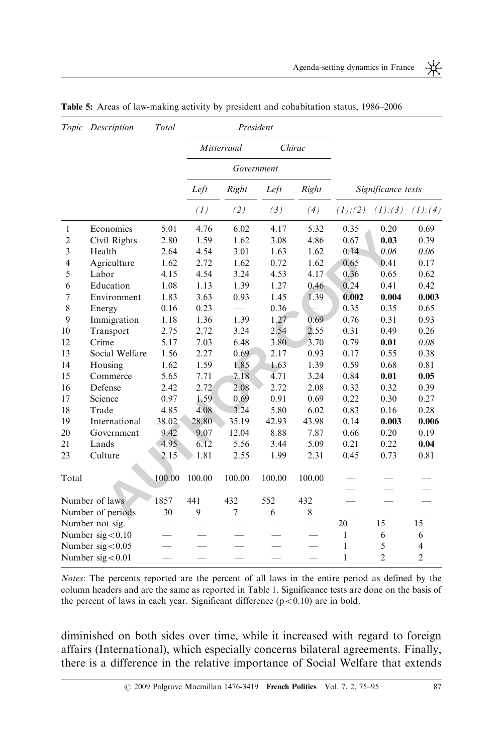**Table 5:** Areas of law-making activity by president and cohabitation status, 1986–2006

| *Topic* | *Description* | *Total* | *President* | | | | | | |
|---|---|---|---|---|---|---|---|---|---|
| | | | *Mitterrand* | | *Chirac* | | | | |
| | | | *Government* | | | | | | |
| | | | *Left* | *Right* | *Left* | *Right* | *Significance tests* | | |
| | | | *(1)* | *(2)* | *(3)* | *(4)* | *(1):(2)* | *(1):(3)* | *(1):(4)* |
| 1 | Economics | 5.01 | 4.76 | 6.02 | 4.17 | 5.32 | 0.35 | 0.20 | 0.69 |
| 2 | Civil Rights | 2.80 | 1.59 | 1.62 | 3.08 | 4.86 | 0.67 | **0.03** | 0.39 |
| 3 | Health | 2.64 | 4.54 | 3.01 | 1.63 | 1.62 | 0.14 | *0.06* | *0.06* |
| 4 | Agriculture | 1.62 | 2.72 | 1.62 | 0.72 | 1.62 | 0.65 | 0.41 | 0.17 |
| 5 | Labor | 4.15 | 4.54 | 3.24 | 4.53 | 4.17 | 0.36 | 0.65 | 0.62 |
| 6 | Education | 1.08 | 1.13 | 1.39 | 1.27 | 0.46 | 0.24 | 0.41 | 0.42 |
| 7 | Environment | 1.83 | 3.63 | 0.93 | 1.45 | 1.39 | **0.002** | **0.004** | **0.003** |
| 8 | Energy | 0.16 | 0.23 | — | 0.36 | — | 0.35 | 0.35 | 0.65 |
| 9 | Immigration | 1.18 | 1.36 | 1.39 | 1.27 | 0.69 | 0.76 | 0.31 | 0.93 |
| 10 | Transport | 2.75 | 2.72 | 3.24 | 2.54 | 2.55 | 0.31 | 0.49 | 0.26 |
| 12 | Crime | 5.17 | 7.03 | 6.48 | 3.80 | 3.70 | 0.79 | **0.01** | *0.08* |
| 13 | Social Welfare | 1.56 | 2.27 | 0.69 | 2.17 | 0.93 | 0.17 | 0.55 | 0.38 |
| 14 | Housing | 1.62 | 1.59 | 1.85 | 1.63 | 1.39 | 0.59 | 0.68 | 0.81 |
| 15 | Commerce | 5.65 | 7.71 | 7.18 | 4.71 | 3.24 | 0.84 | **0.01** | **0.05** |
| 16 | Defense | 2.42 | 2.72 | 2.08 | 2.72 | 2.08 | 0.32 | 0.32 | 0.39 |
| 17 | Science | 0.97 | 1.59 | 0.69 | 0.91 | 0.69 | 0.22 | 0.30 | 0.27 |
| 18 | Trade | 4.85 | 4.08 | 3.24 | 5.80 | 6.02 | 0.83 | 0.16 | 0.28 |
| 19 | International | 38.02 | 28.80 | 35.19 | 42.93 | 43.98 | 0.14 | **0.003** | **0.006** |
| 20 | Government | 9.42 | 9.07 | 12.04 | 8.88 | 7.87 | 0.66 | 0.20 | 0.19 |
| 21 | Lands | 4.95 | 6.12 | 5.56 | 3.44 | 5.09 | 0.21 | 0.22 | **0.04** |
| 23 | Culture | 2.15 | 1.81 | 2.55 | 1.99 | 2.31 | 0.45 | 0.73 | 0.81 |
| Total | | 100.00 | 100.00 | 100.00 | 100.00 | 100.00 | — | — | — |
| Number of laws | | 1857 | 441 | 432 | 552 | 432 | — | — | — |
| Number of periods | | 30 | 9 | 7 | 6 | 8 | — | — | — |
| Number not sig. | | — | — | — | — | — | 20 | 15 | 15 |
| Number sig < 0.10 | | — | — | — | — | — | 1 | 6 | 6 |
| Number sig < 0.05 | | — | — | — | — | — | 1 | 5 | 4 |
| Number sig < 0.01 | | — | — | — | — | — | 1 | 2 | 2 |

*Notes*: The percents reported are the percent of all laws in the entire period as defined by the column headers and are the same as reported in Table 1. Significance tests are done on the basis of the percent of laws in each year. Significant difference ($p < 0.10$) are in bold.

diminished on both sides over time, while it increased with regard to foreign affairs (International), which especially concerns bilateral agreements. Finally, there is a difference in the relative importance of Social Welfare that extends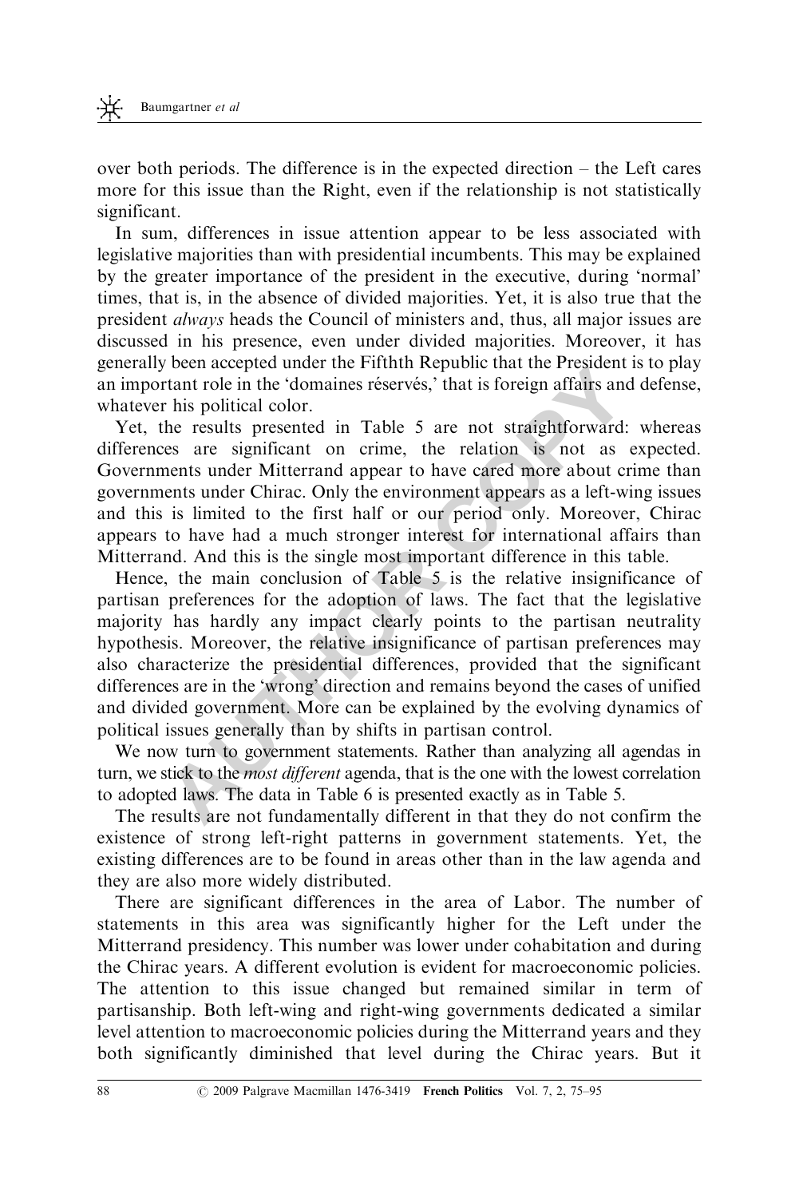over both periods. The difference is in the expected direction – the Left cares more for this issue than the Right, even if the relationship is not statistically significant.

In sum, differences in issue attention appear to be less associated with legislative majorities than with presidential incumbents. This may be explained by the greater importance of the president in the executive, during 'normal' times, that is, in the absence of divided majorities. Yet, it is also true that the president *always* heads the Council of ministers and, thus, all major issues are discussed in his presence, even under divided majorities. Moreover, it has generally been accepted under the Fifthth Republic that the President is to play an important role in the 'domaines réservés,' that is foreign affairs and defense, whatever his political color.

Yet, the results presented in Table 5 are not straightforward: whereas differences are significant on crime, the relation is not as expected. Governments under Mitterrand appear to have cared more about crime than governments under Chirac. Only the environment appears as a left-wing issues and this is limited to the first half or our period only. Moreover, Chirac appears to have had a much stronger interest for international affairs than Mitterrand. And this is the single most important difference in this table.

Hence, the main conclusion of Table 5 is the relative insignificance of partisan preferences for the adoption of laws. The fact that the legislative majority has hardly any impact clearly points to the partisan neutrality hypothesis. Moreover, the relative insignificance of partisan preferences may also characterize the presidential differences, provided that the significant differences are in the 'wrong' direction and remains beyond the cases of unified and divided government. More can be explained by the evolving dynamics of political issues generally than by shifts in partisan control.

We now turn to government statements. Rather than analyzing all agendas in turn, we stick to the *most different* agenda, that is the one with the lowest correlation to adopted laws. The data in Table 6 is presented exactly as in Table 5.

The results are not fundamentally different in that they do not confirm the existence of strong left-right patterns in government statements. Yet, the existing differences are to be found in areas other than in the law agenda and they are also more widely distributed.

There are significant differences in the area of Labor. The number of statements in this area was significantly higher for the Left under the Mitterrand presidency. This number was lower under cohabitation and during the Chirac years. A different evolution is evident for macroeconomic policies. The attention to this issue changed but remained similar in term of partisanship. Both left-wing and right-wing governments dedicated a similar level attention to macroeconomic policies during the Mitterrand years and they both significantly diminished that level during the Chirac years. But it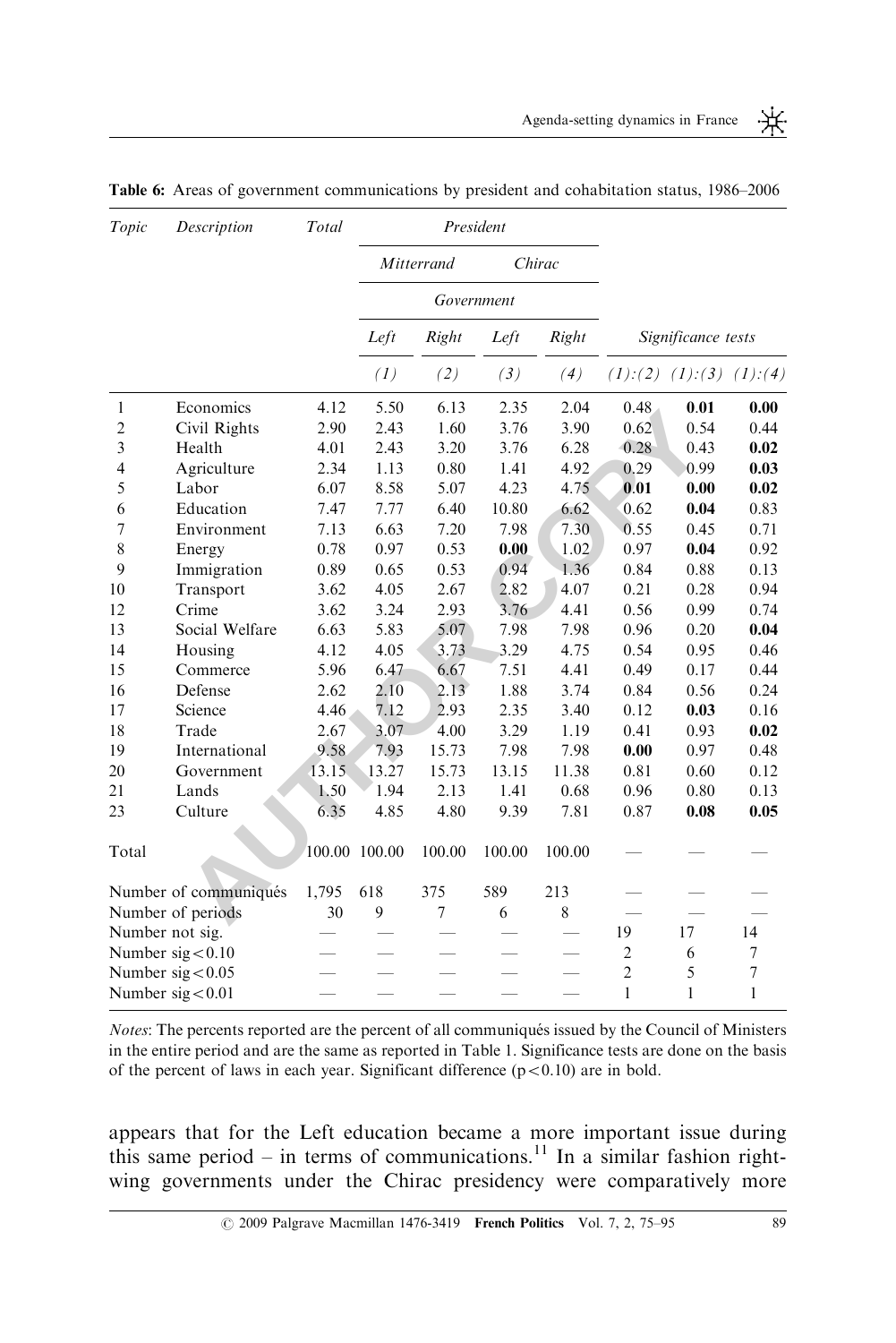**Table 6:** Areas of government communications by president and cohabitation status, 1986–2006

| *Topic* | *Description* | *Total* | *President* | | | | | | |
|---|---|---|---|---|---|---|---|---|---|
| | | | *Mitterrand* | | *Chirac* | | | | |
| | | | *Government* | | | | | | |
| | | | *Left* | *Right* | *Left* | *Right* | *Significance tests* | | |
| | | | *(1)* | *(2)* | *(3)* | *(4)* | *(1):(2)* | *(1):(3)* | *(1):(4)* |
| 1 | Economics | 4.12 | 5.50 | 6.13 | 2.35 | 2.04 | 0.48 | **0.01** | **0.00** |
| 2 | Civil Rights | 2.90 | 2.43 | 1.60 | 3.76 | 3.90 | 0.62 | 0.54 | 0.44 |
| 3 | Health | 4.01 | 2.43 | 3.20 | 3.76 | 6.28 | 0.28 | 0.43 | **0.02** |
| 4 | Agriculture | 2.34 | 1.13 | 0.80 | 1.41 | 4.92 | 0.29 | 0.99 | **0.03** |
| 5 | Labor | 6.07 | 8.58 | 5.07 | 4.23 | 4.75 | **0.01** | **0.00** | **0.02** |
| 6 | Education | 7.47 | 7.77 | 6.40 | 10.80 | 6.62 | 0.62 | **0.04** | 0.83 |
| 7 | Environment | 7.13 | 6.63 | 7.20 | 7.98 | 7.30 | 0.55 | 0.45 | 0.71 |
| 8 | Energy | 0.78 | 0.97 | 0.53 | **0.00** | 1.02 | 0.97 | **0.04** | 0.92 |
| 9 | Immigration | 0.89 | 0.65 | 0.53 | 0.94 | 1.36 | 0.84 | 0.88 | 0.13 |
| 10 | Transport | 3.62 | 4.05 | 2.67 | 2.82 | 4.07 | 0.21 | 0.28 | 0.94 |
| 12 | Crime | 3.62 | 3.24 | 2.93 | 3.76 | 4.41 | 0.56 | 0.99 | 0.74 |
| 13 | Social Welfare | 6.63 | 5.83 | 5.07 | 7.98 | 7.98 | 0.96 | 0.20 | **0.04** |
| 14 | Housing | 4.12 | 4.05 | 3.73 | 3.29 | 4.75 | 0.54 | 0.95 | 0.46 |
| 15 | Commerce | 5.96 | 6.47 | 6.67 | 7.51 | 4.41 | 0.49 | 0.17 | 0.44 |
| 16 | Defense | 2.62 | 2.10 | 2.13 | 1.88 | 3.74 | 0.84 | 0.56 | 0.24 |
| 17 | Science | 4.46 | 7.12 | 2.93 | 2.35 | 3.40 | 0.12 | **0.03** | 0.16 |
| 18 | Trade | 2.67 | 3.07 | 4.00 | 3.29 | 1.19 | 0.41 | 0.93 | **0.02** |
| 19 | International | 9.58 | 7.93 | 15.73 | 7.98 | 7.98 | **0.00** | 0.97 | 0.48 |
| 20 | Government | 13.15 | 13.27 | 15.73 | 13.15 | 11.38 | 0.81 | 0.60 | 0.12 |
| 21 | Lands | 1.50 | 1.94 | 2.13 | 1.41 | 0.68 | 0.96 | 0.80 | 0.13 |
| 23 | Culture | 6.35 | 4.85 | 4.80 | 9.39 | 7.81 | 0.87 | **0.08** | **0.05** |
| Total | | 100.00 | 100.00 | 100.00 | 100.00 | 100.00 | — | — | — |
| Number of communiqués | | 1,795 | 618 | 375 | 589 | 213 | — | — | — |
| Number of periods | | 30 | 9 | 7 | 6 | 8 | — | — | — |
| Number not sig. | | — | — | — | — | — | 19 | 17 | 14 |
| Number sig < 0.10 | | — | — | — | — | — | 2 | 6 | 7 |
| Number sig < 0.05 | | — | — | — | — | — | 2 | 5 | 7 |
| Number sig < 0.01 | | — | — | — | — | — | 1 | 1 | 1 |

*Notes*: The percents reported are the percent of all communiqués issued by the Council of Ministers in the entire period and are the same as reported in Table 1. Significance tests are done on the basis of the percent of laws in each year. Significant difference ($p < 0.10$) are in bold.

appears that for the Left education became a more important issue during this same period – in terms of communications.[11] In a similar fashion right-wing governments under the Chirac presidency were comparatively more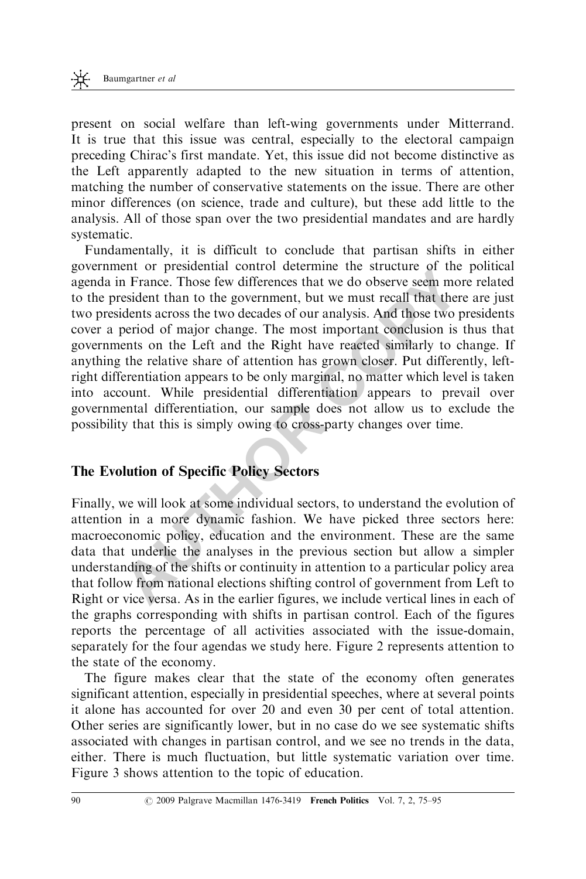present on social welfare than left-wing governments under Mitterrand. It is true that this issue was central, especially to the electoral campaign preceding Chirac's first mandate. Yet, this issue did not become distinctive as the Left apparently adapted to the new situation in terms of attention, matching the number of conservative statements on the issue. There are other minor differences (on science, trade and culture), but these add little to the analysis. All of those span over the two presidential mandates and are hardly systematic.

Fundamentally, it is difficult to conclude that partisan shifts in either government or presidential control determine the structure of the political agenda in France. Those few differences that we do observe seem more related to the president than to the government, but we must recall that there are just two presidents across the two decades of our analysis. And those two presidents cover a period of major change. The most important conclusion is thus that governments on the Left and the Right have reacted similarly to change. If anything the relative share of attention has grown closer. Put differently, left-right differentiation appears to be only marginal, no matter which level is taken into account. While presidential differentiation appears to prevail over governmental differentiation, our sample does not allow us to exclude the possibility that this is simply owing to cross-party changes over time.

## The Evolution of Specific Policy Sectors

Finally, we will look at some individual sectors, to understand the evolution of attention in a more dynamic fashion. We have picked three sectors here: macroeconomic policy, education and the environment. These are the same data that underlie the analyses in the previous section but allow a simpler understanding of the shifts or continuity in attention to a particular policy area that follow from national elections shifting control of government from Left to Right or vice versa. As in the earlier figures, we include vertical lines in each of the graphs corresponding with shifts in partisan control. Each of the figures reports the percentage of all activities associated with the issue-domain, separately for the four agendas we study here. Figure 2 represents attention to the state of the economy.

The figure makes clear that the state of the economy often generates significant attention, especially in presidential speeches, where at several points it alone has accounted for over 20 and even 30 per cent of total attention. Other series are significantly lower, but in no case do we see systematic shifts associated with changes in partisan control, and we see no trends in the data, either. There is much fluctuation, but little systematic variation over time. Figure 3 shows attention to the topic of education.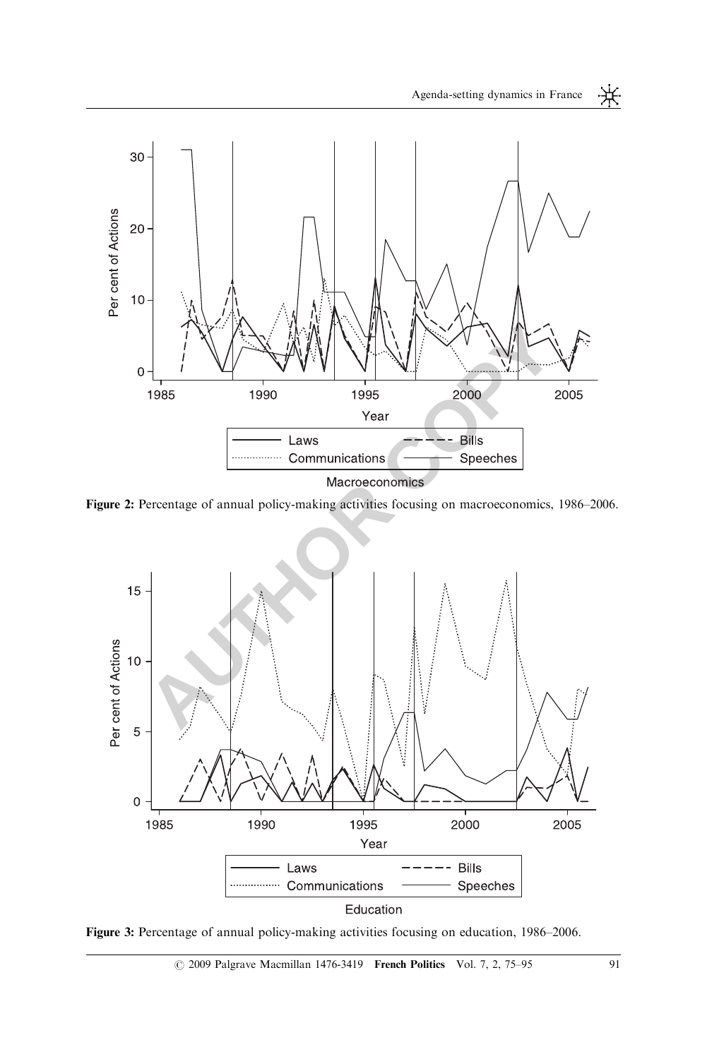Figure 2: Percentage of annual policy-making activities focusing on macroeconomics, 1986–2006.

Figure 3: Percentage of annual policy-making activities focusing on education, 1986–2006.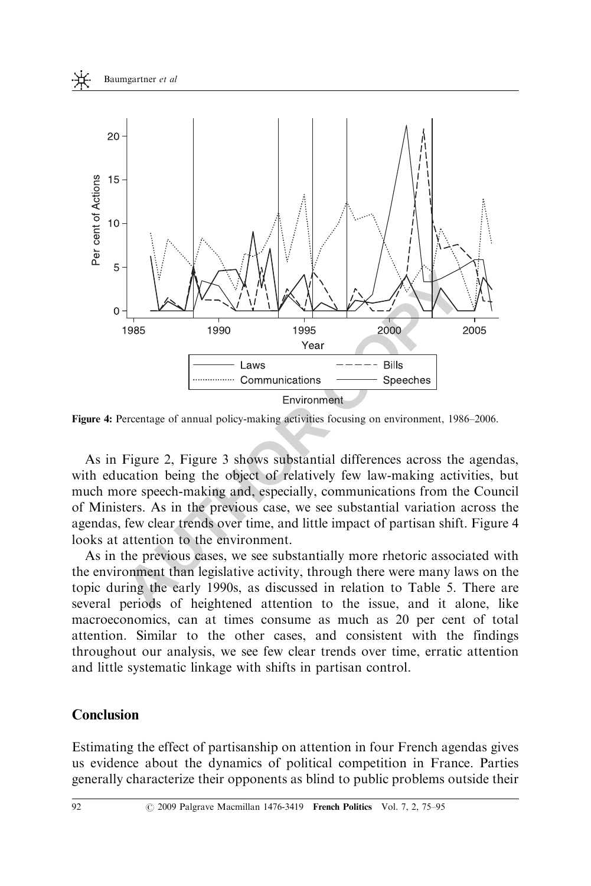Figure 4: Percentage of annual policy-making activities focusing on environment, 1986–2006.

As in Figure 2, Figure 3 shows substantial differences across the agendas, with education being the object of relatively few law-making activities, but much more speech-making and, especially, communications from the Council of Ministers. As in the previous case, we see substantial variation across the agendas, few clear trends over time, and little impact of partisan shift. Figure 4 looks at attention to the environment.

As in the previous cases, we see substantially more rhetoric associated with the environment than legislative activity, through there were many laws on the topic during the early 1990s, as discussed in relation to Table 5. There are several periods of heightened attention to the issue, and it alone, like macroeconomics, can at times consume as much as 20 per cent of total attention. Similar to the other cases, and consistent with the findings throughout our analysis, we see few clear trends over time, erratic attention and little systematic linkage with shifts in partisan control.

## Conclusion

Estimating the effect of partisanship on attention in four French agendas gives us evidence about the dynamics of political competition in France. Parties generally characterize their opponents as blind to public problems outside their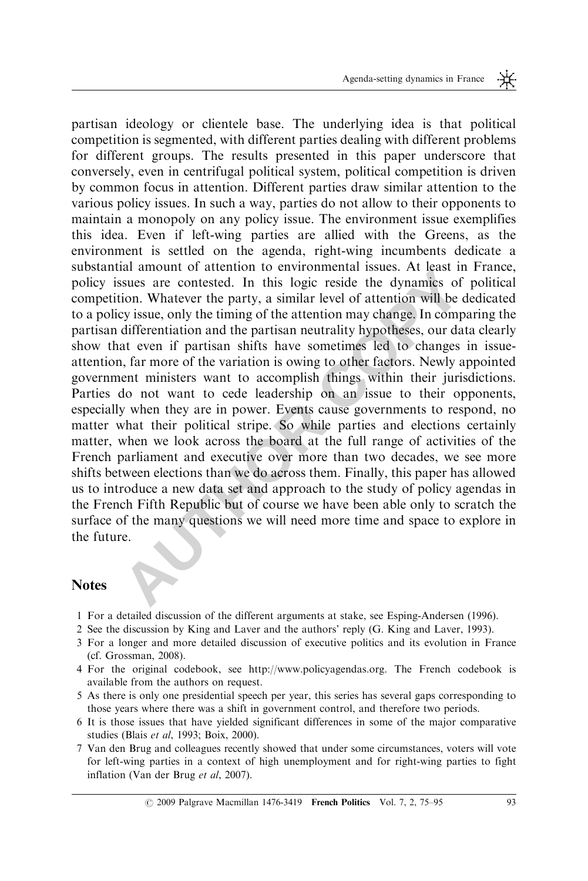partisan ideology or clientele base. The underlying idea is that political competition is segmented, with different parties dealing with different problems for different groups. The results presented in this paper underscore that conversely, even in centrifugal political system, political competition is driven by common focus in attention. Different parties draw similar attention to the various policy issues. In such a way, parties do not allow to their opponents to maintain a monopoly on any policy issue. The environment issue exemplifies this idea. Even if left-wing parties are allied with the Greens, as the environment is settled on the agenda, right-wing incumbents dedicate a substantial amount of attention to environmental issues. At least in France, policy issues are contested. In this logic reside the dynamics of political competition. Whatever the party, a similar level of attention will be dedicated to a policy issue, only the timing of the attention may change. In comparing the partisan differentiation and the partisan neutrality hypotheses, our data clearly show that even if partisan shifts have sometimes led to changes in issue-attention, far more of the variation is owing to other factors. Newly appointed government ministers want to accomplish things within their jurisdictions. Parties do not want to cede leadership on an issue to their opponents, especially when they are in power. Events cause governments to respond, no matter what their political stripe. So while parties and elections certainly matter, when we look across the board at the full range of activities of the French parliament and executive over more than two decades, we see more shifts between elections than we do across them. Finally, this paper has allowed us to introduce a new data set and approach to the study of policy agendas in the French Fifth Republic but of course we have been able only to scratch the surface of the many questions we will need more time and space to explore in the future.

## Notes

1 For a detailed discussion of the different arguments at stake, see Esping-Andersen (1996).
2 See the discussion by King and Laver and the authors' reply (G. King and Laver, 1993).
3 For a longer and more detailed discussion of executive politics and its evolution in France (cf. Grossman, 2008).
4 For the original codebook, see http://www.policyagendas.org. The French codebook is available from the authors on request.
5 As there is only one presidential speech per year, this series has several gaps corresponding to those years where there was a shift in government control, and therefore two periods.
6 It is those issues that have yielded significant differences in some of the major comparative studies (Blais *et al*, 1993; Boix, 2000).
7 Van den Brug and colleagues recently showed that under some circumstances, voters will vote for left-wing parties in a context of high unemployment and for right-wing parties to fight inflation (Van der Brug *et al*, 2007).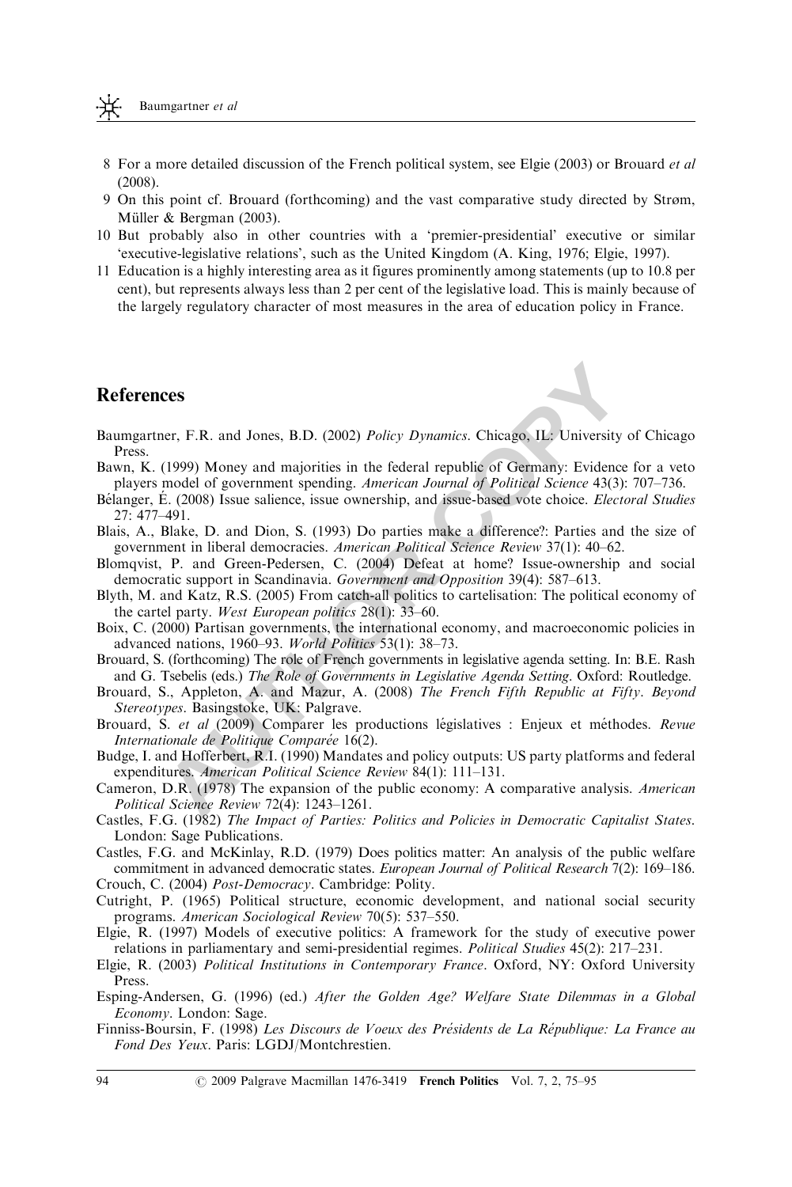8 For a more detailed discussion of the French political system, see Elgie (2003) or Brouard *et al* (2008).

9 On this point cf. Brouard (forthcoming) and the vast comparative study directed by Strøm, Müller & Bergman (2003).

10 But probably also in other countries with a 'premier-presidential' executive or similar 'executive-legislative relations', such as the United Kingdom (A. King, 1976; Elgie, 1997).

11 Education is a highly interesting area as it figures prominently among statements (up to 10.8 per cent), but represents always less than 2 per cent of the legislative load. This is mainly because of the largely regulatory character of most measures in the area of education policy in France.

## References

Baumgartner, F.R. and Jones, B.D. (2002) *Policy Dynamics*. Chicago, IL: University of Chicago Press.

Bawn, K. (1999) Money and majorities in the federal republic of Germany: Evidence for a veto players model of government spending. *American Journal of Political Science* 43(3): 707–736.

Bélanger, É. (2008) Issue salience, issue ownership, and issue-based vote choice. *Electoral Studies* 27: 477–491.

Blais, A., Blake, D. and Dion, S. (1993) Do parties make a difference?: Parties and the size of government in liberal democracies. *American Political Science Review* 37(1): 40–62.

Blomqvist, P. and Green-Pedersen, C. (2004) Defeat at home? Issue-ownership and social democratic support in Scandinavia. *Government and Opposition* 39(4): 587–613.

Blyth, M. and Katz, R.S. (2005) From catch-all politics to cartelisation: The political economy of the cartel party. *West European politics* 28(1): 33–60.

Boix, C. (2000) Partisan governments, the international economy, and macroeconomic policies in advanced nations, 1960–93. *World Politics* 53(1): 38–73.

Brouard, S. (forthcoming) The role of French governments in legislative agenda setting. In: B.E. Rash and G. Tsebelis (eds.) *The Role of Governments in Legislative Agenda Setting*. Oxford: Routledge.

Brouard, S., Appleton, A. and Mazur, A. (2008) *The French Fifth Republic at Fifty. Beyond Stereotypes*. Basingstoke, UK: Palgrave.

Brouard, S. *et al* (2009) Comparer les productions législatives : Enjeux et méthodes. *Revue Internationale de Politique Comparée* 16(2).

Budge, I. and Hofferbert, R.I. (1990) Mandates and policy outputs: US party platforms and federal expenditures. *American Political Science Review* 84(1): 111–131.

Cameron, D.R. (1978) The expansion of the public economy: A comparative analysis. *American Political Science Review* 72(4): 1243–1261.

Castles, F.G. (1982) *The Impact of Parties: Politics and Policies in Democratic Capitalist States*. London: Sage Publications.

Castles, F.G. and McKinlay, R.D. (1979) Does politics matter: An analysis of the public welfare commitment in advanced democratic states. *European Journal of Political Research* 7(2): 169–186.

Crouch, C. (2004) *Post-Democracy*. Cambridge: Polity.

Cutright, P. (1965) Political structure, economic development, and national social security programs. *American Sociological Review* 70(5): 537–550.

Elgie, R. (1997) Models of executive politics: A framework for the study of executive power relations in parliamentary and semi-presidential regimes. *Political Studies* 45(2): 217–231.

Elgie, R. (2003) *Political Institutions in Contemporary France*. Oxford, NY: Oxford University Press.

Esping-Andersen, G. (1996) (ed.) *After the Golden Age? Welfare State Dilemmas in a Global Economy*. London: Sage.

Finniss-Boursin, F. (1998) *Les Discours de Voeux des Présidents de La République: La France au Fond Des Yeux*. Paris: LGDJ/Montchrestien.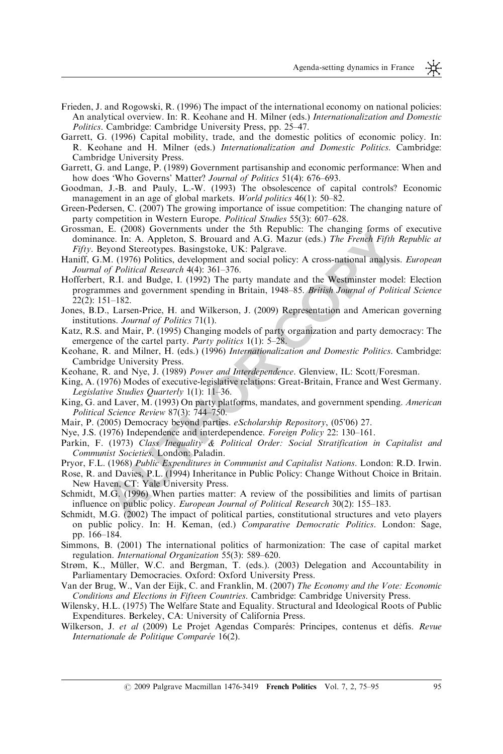Frieden, J. and Rogowski, R. (1996) The impact of the international economy on national policies: An analytical overview. In: R. Keohane and H. Milner (eds.) *Internationalization and Domestic Politics*. Cambridge: Cambridge University Press, pp. 25–47.

Garrett, G. (1996) Capital mobility, trade, and the domestic politics of economic policy. In: R. Keohane and H. Milner (eds.) *Internationalization and Domestic Politics*. Cambridge: Cambridge University Press.

Garrett, G. and Lange, P. (1989) Government partisanship and economic performance: When and how does 'Who Governs' Matter? *Journal of Politics* 51(4): 676–693.

Goodman, J.-B. and Pauly, L.-W. (1993) The obsolescence of capital controls? Economic management in an age of global markets. *World politics* 46(1): 50–82.

Green-Pedersen, C. (2007) The growing importance of issue competition: The changing nature of party competition in Western Europe. *Political Studies* 55(3): 607–628.

Grossman, E. (2008) Governments under the 5th Republic: The changing forms of executive dominance. In: A. Appleton, S. Brouard and A.G. Mazur (eds.) *The French Fifth Republic at Fifty*. Beyond Stereotypes. Basingstoke, UK: Palgrave.

Haniff, G.M. (1976) Politics, development and social policy: A cross-national analysis. *European Journal of Political Research* 4(4): 361–376.

Hofferbert, R.I. and Budge, I. (1992) The party mandate and the Westminster model: Election programmes and government spending in Britain, 1948–85. *British Journal of Political Science* 22(2): 151–182.

Jones, B.D., Larsen-Price, H. and Wilkerson, J. (2009) Representation and American governing institutions. *Journal of Politics* 71(1).

Katz, R.S. and Mair, P. (1995) Changing models of party organization and party democracy: The emergence of the cartel party. *Party politics* 1(1): 5–28.

Keohane, R. and Milner, H. (eds.) (1996) *Internationalization and Domestic Politics*. Cambridge: Cambridge University Press.

Keohane, R. and Nye, J. (1989) *Power and Interdependence*. Glenview, IL: Scott/Foresman.

King, A. (1976) Modes of executive-legislative relations: Great-Britain, France and West Germany. *Legislative Studies Quarterly* 1(1): 11–36.

King, G. and Laver, M. (1993) On party platforms, mandates, and government spending. *American Political Science Review* 87(3): 744–750.

Mair, P. (2005) Democracy beyond parties. *eScholarship Repository*, (05'06) 27.

Nye, J.S. (1976) Independence and interdependence. *Foreign Policy* 22: 130–161.

Parkin, F. (1973) *Class Inequality & Political Order: Social Stratification in Capitalist and Communist Societies*. London: Paladin.

Pryor, F.L. (1968) *Public Expenditures in Communist and Capitalist Nations*. London: R.D. Irwin.

Rose, R. and Davies, P.L. (1994) Inheritance in Public Policy: Change Without Choice in Britain. New Haven, CT: Yale University Press.

Schmidt, M.G. (1996) When parties matter: A review of the possibilities and limits of partisan influence on public policy. *European Journal of Political Research* 30(2): 155–183.

Schmidt, M.G. (2002) The impact of political parties, constitutional structures and veto players on public policy. In: H. Keman, (ed.) *Comparative Democratic Politics*. London: Sage, pp. 166–184.

Simmons, B. (2001) The international politics of harmonization: The case of capital market regulation. *International Organization* 55(3): 589–620.

Strøm, K., Müller, W.C. and Bergman, T. (eds.). (2003) Delegation and Accountability in Parliamentary Democracies. Oxford: Oxford University Press.

Van der Brug, W., Van der Eijk, C. and Franklin, M. (2007) *The Economy and the Vote: Economic Conditions and Elections in Fifteen Countries*. Cambridge: Cambridge University Press.

Wilensky, H.L. (1975) The Welfare State and Equality. Structural and Ideological Roots of Public Expenditures. Berkeley, CA: University of California Press.

Wilkerson, J. *et al* (2009) Le Projet Agendas Comparés: Principes, contenus et défis. *Revue Internationale de Politique Comparée* 16(2).